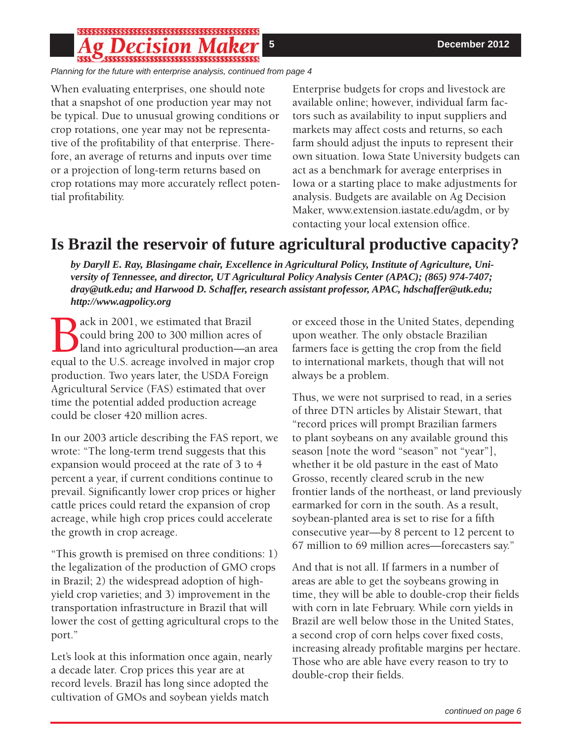*Planning for the future with enterprise analysis, continued from page 4*

When evaluating enterprises, one should note that a snapshot of one production year may not be typical. Due to unusual growing conditions or crop rotations, one year may not be representative of the profitability of that enterprise. Therefore, an average of returns and inputs over time or a projection of long-term returns based on crop rotations may more accurately reflect potential profitability.

Enterprise budgets for crops and livestock are available online; however, individual farm factors such as availability to input suppliers and markets may affect costs and returns, so each farm should adjust the inputs to represent their own situation. Iowa State University budgets can act as a benchmark for average enterprises in Iowa or a starting place to make adjustments for analysis. Budgets are available on Ag Decision Maker, www.extension.iastate.edu/agdm, or by contacting your local extension office.

# Is Brazil the reservoir of future agricultural productive capacity?

***by Daryll E. Ray, Blasingame chair, Excellence in Agricultural Policy, Institute of Agriculture, University of Tennessee, and director, UT Agricultural Policy Analysis Center (APAC); (865) 974-7407; dray@utk.edu; and Harwood D. Schaffer, research assistant professor, APAC, hdschaffer@utk.edu; http://www.agpolicy.org***

Back in 2001, we estimated that Brazil could bring 200 to 300 million acres of land into agricultural production—an area equal to the U.S. acreage involved in major crop production. Two years later, the USDA Foreign Agricultural Service (FAS) estimated that over time the potential added production acreage could be closer 420 million acres.

In our 2003 article describing the FAS report, we wrote: "The long-term trend suggests that this expansion would proceed at the rate of 3 to 4 percent a year, if current conditions continue to prevail. Significantly lower crop prices or higher cattle prices could retard the expansion of crop acreage, while high crop prices could accelerate the growth in crop acreage.

"This growth is premised on three conditions: 1) the legalization of the production of GMO crops in Brazil; 2) the widespread adoption of high-yield crop varieties; and 3) improvement in the transportation infrastructure in Brazil that will lower the cost of getting agricultural crops to the port."

Let's look at this information once again, nearly a decade later. Crop prices this year are at record levels. Brazil has long since adopted the cultivation of GMOs and soybean yields match or exceed those in the United States, depending upon weather. The only obstacle Brazilian farmers face is getting the crop from the field to international markets, though that will not always be a problem.

Thus, we were not surprised to read, in a series of three DTN articles by Alistair Stewart, that "record prices will prompt Brazilian farmers to plant soybeans on any available ground this season [note the word "season" not "year"], whether it be old pasture in the east of Mato Grosso, recently cleared scrub in the new frontier lands of the northeast, or land previously earmarked for corn in the south. As a result, soybean-planted area is set to rise for a fifth consecutive year—by 8 percent to 12 percent to 67 million to 69 million acres—forecasters say."

And that is not all. If farmers in a number of areas are able to get the soybeans growing in time, they will be able to double-crop their fields with corn in late February. While corn yields in Brazil are well below those in the United States, a second crop of corn helps cover fixed costs, increasing already profitable margins per hectare. Those who are able have every reason to try to double-crop their fields.

*continued on page 6*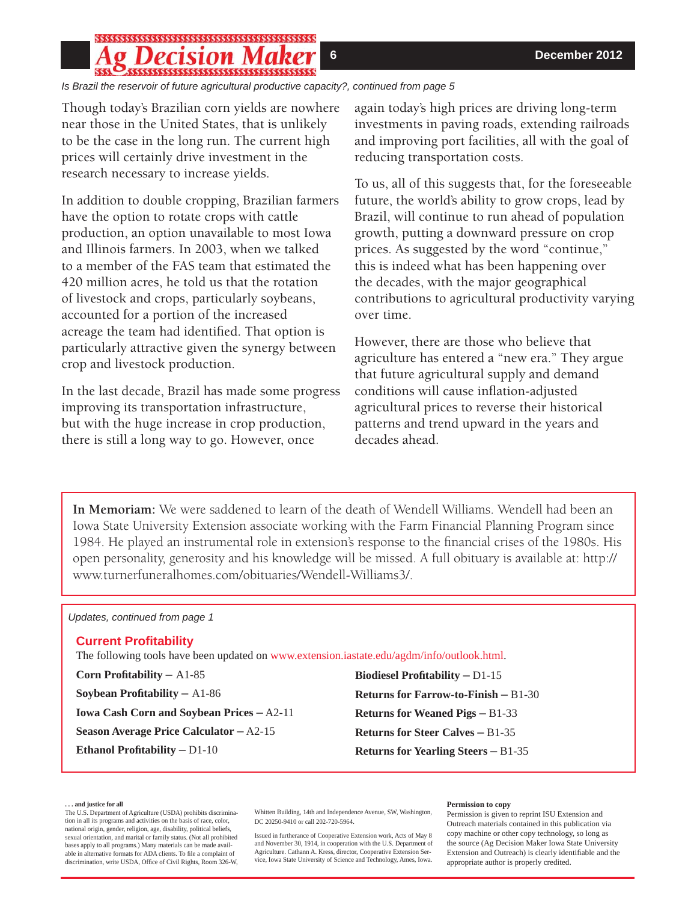*Is Brazil the reservoir of future agricultural productive capacity?, continued from page 5*

Though today's Brazilian corn yields are nowhere near those in the United States, that is unlikely to be the case in the long run. The current high prices will certainly drive investment in the research necessary to increase yields.

In addition to double cropping, Brazilian farmers have the option to rotate crops with cattle production, an option unavailable to most Iowa and Illinois farmers. In 2003, when we talked to a member of the FAS team that estimated the 420 million acres, he told us that the rotation of livestock and crops, particularly soybeans, accounted for a portion of the increased acreage the team had identified. That option is particularly attractive given the synergy between crop and livestock production.

In the last decade, Brazil has made some progress improving its transportation infrastructure, but with the huge increase in crop production, there is still a long way to go. However, once again today's high prices are driving long-term investments in paving roads, extending railroads and improving port facilities, all with the goal of reducing transportation costs.

To us, all of this suggests that, for the foreseeable future, the world's ability to grow crops, lead by Brazil, will continue to run ahead of population growth, putting a downward pressure on crop prices. As suggested by the word "continue," this is indeed what has been happening over the decades, with the major geographical contributions to agricultural productivity varying over time.

However, there are those who believe that agriculture has entered a "new era." They argue that future agricultural supply and demand conditions will cause inflation-adjusted agricultural prices to reverse their historical patterns and trend upward in the years and decades ahead.

**In Memoriam:** We were saddened to learn of the death of Wendell Williams. Wendell had been an Iowa State University Extension associate working with the Farm Financial Planning Program since 1984. He played an instrumental role in extension's response to the financial crises of the 1980s. His open personality, generosity and his knowledge will be missed. A full obituary is available at: http://www.turnerfuneralhomes.com/obituaries/Wendell-Williams3/.

*Updates, continued from page 1*

## Current Profitability

The following tools have been updated on www.extension.iastate.edu/agdm/info/outlook.html.

**Corn Profitability** – A1-85

**Soybean Profitability** – A1-86

**Iowa Cash Corn and Soybean Prices** – A2-11

**Season Average Price Calculator** – A2-15

**Ethanol Profitability** – D1-10

**Biodiesel Profitability** – D1-15

**Returns for Farrow-to-Finish** – B1-30

**Returns for Weaned Pigs** – B1-33

**Returns for Steer Calves** – B1-35

**Returns for Yearling Steers** – B1-35

**. . . and justice for all**

The U.S. Department of Agriculture (USDA) prohibits discrimination in all its programs and activities on the basis of race, color, national origin, gender, religion, age, disability, political beliefs, sexual orientation, and marital or family status. (Not all prohibited bases apply to all programs.) Many materials can be made available in alternative formats for ADA clients. To file a complaint of discrimination, write USDA, Office of Civil Rights, Room 326-W, Whitten Building, 14th and Independence Avenue, SW, Washington, DC 20250-9410 or call 202-720-5964.

Issued in furtherance of Cooperative Extension work, Acts of May 8 and November 30, 1914, in cooperation with the U.S. Department of Agriculture. Cathann A. Kress, director, Cooperative Extension Service, Iowa State University of Science and Technology, Ames, Iowa.

**Permission to copy**

Permission is given to reprint ISU Extension and Outreach materials contained in this publication via copy machine or other copy technology, so long as the source (Ag Decision Maker Iowa State University Extension and Outreach) is clearly identifiable and the appropriate author is properly credited.